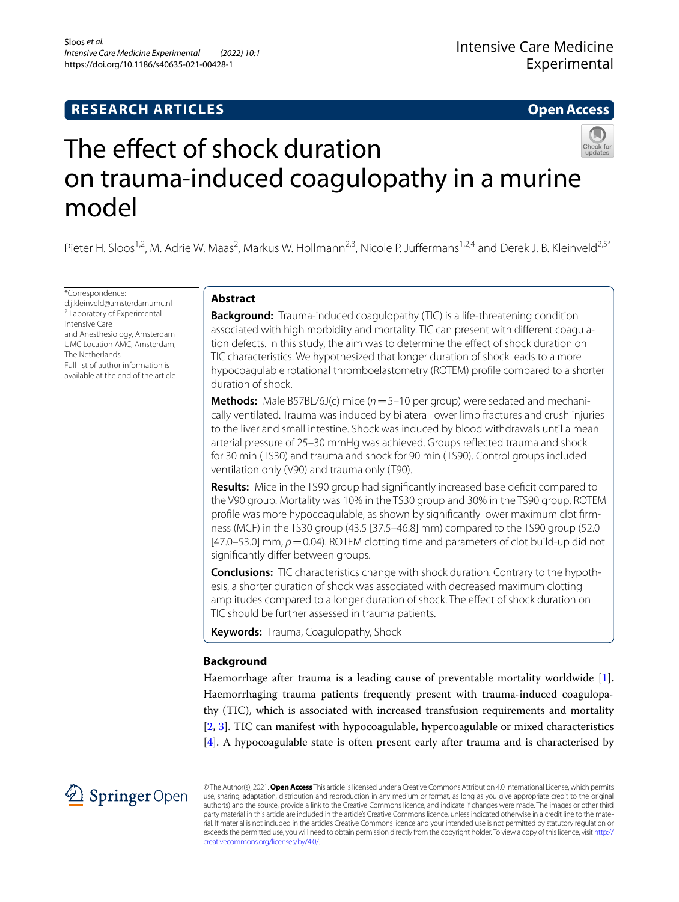RESEARCH ARTICLES

Open Access

# The effect of shock duration on trauma-induced coagulopathy in a murine model

Pieter H. Sloos[1,2], M. Adrie W. Maas[2], Markus W. Hollmann[2,3], Nicole P. Juffermans[1,2,4] and Derek J. B. Kleinveld[2,5*]

*Correspondence: d.j.kleinveld@amsterdamumc.nl
[2] Laboratory of Experimental Intensive Care and Anesthesiology, Amsterdam UMC Location AMC, Amsterdam, The Netherlands
Full list of author information is available at the end of the article

## Abstract

**Background:** Trauma-induced coagulopathy (TIC) is a life-threatening condition associated with high morbidity and mortality. TIC can present with different coagulation defects. In this study, the aim was to determine the effect of shock duration on TIC characteristics. We hypothesized that longer duration of shock leads to a more hypocoagulable rotational thromboelastometry (ROTEM) profile compared to a shorter duration of shock.

**Methods:** Male B57BL/6J(c) mice ($n=5$–10 per group) were sedated and mechanically ventilated. Trauma was induced by bilateral lower limb fractures and crush injuries to the liver and small intestine. Shock was induced by blood withdrawals until a mean arterial pressure of 25–30 mmHg was achieved. Groups reflected trauma and shock for 30 min (TS30) and trauma and shock for 90 min (TS90). Control groups included ventilation only (V90) and trauma only (T90).

**Results:** Mice in the TS90 group had significantly increased base deficit compared to the V90 group. Mortality was 10% in the TS30 group and 30% in the TS90 group. ROTEM profile was more hypocoagulable, as shown by significantly lower maximum clot firmness (MCF) in the TS30 group (43.5 [37.5–46.8] mm) compared to the TS90 group (52.0 [47.0–53.0] mm, $p=0.04$). ROTEM clotting time and parameters of clot build-up did not significantly differ between groups.

**Conclusions:** TIC characteristics change with shock duration. Contrary to the hypothesis, a shorter duration of shock was associated with decreased maximum clotting amplitudes compared to a longer duration of shock. The effect of shock duration on TIC should be further assessed in trauma patients.

**Keywords:** Trauma, Coagulopathy, Shock

## Background

Haemorrhage after trauma is a leading cause of preventable mortality worldwide [1]. Haemorrhaging trauma patients frequently present with trauma-induced coagulopathy (TIC), which is associated with increased transfusion requirements and mortality [2, 3]. TIC can manifest with hypocoagulable, hypercoagulable or mixed characteristics [4]. A hypocoagulable state is often present early after trauma and is characterised by

© The Author(s), 2021. **Open Access** This article is licensed under a Creative Commons Attribution 4.0 International License, which permits use, sharing, adaptation, distribution and reproduction in any medium or format, as long as you give appropriate credit to the original author(s) and the source, provide a link to the Creative Commons licence, and indicate if changes were made. The images or other third party material in this article are included in the article's Creative Commons licence, unless indicated otherwise in a credit line to the material. If material is not included in the article's Creative Commons licence and your intended use is not permitted by statutory regulation or exceeds the permitted use, you will need to obtain permission directly from the copyright holder. To view a copy of this licence, visit http://creativecommons.org/licenses/by/4.0/.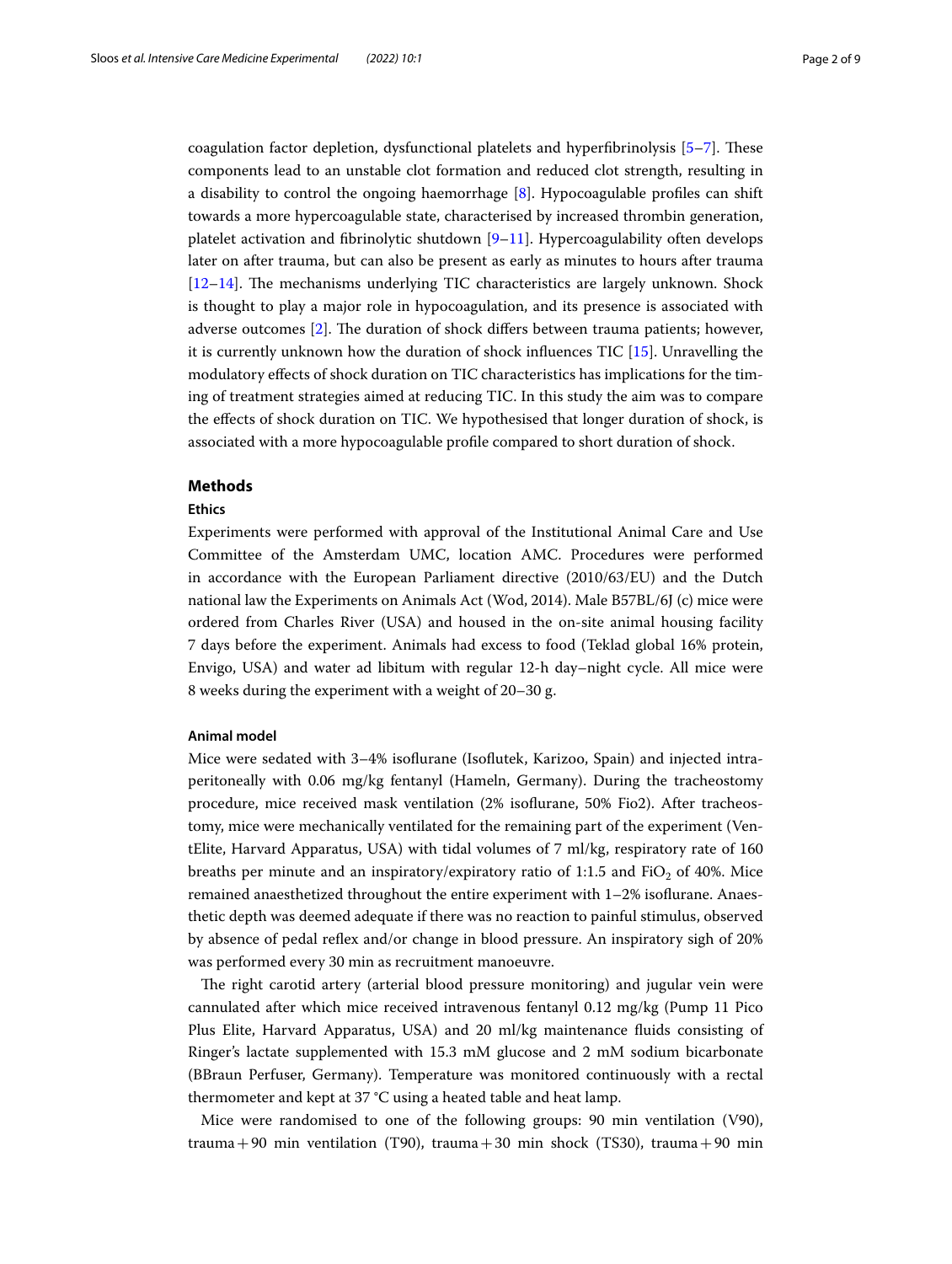coagulation factor depletion, dysfunctional platelets and hyperfibrinolysis [5–7]. These components lead to an unstable clot formation and reduced clot strength, resulting in a disability to control the ongoing haemorrhage [8]. Hypocoagulable profiles can shift towards a more hypercoagulable state, characterised by increased thrombin generation, platelet activation and fibrinolytic shutdown [9–11]. Hypercoagulability often develops later on after trauma, but can also be present as early as minutes to hours after trauma [12–14]. The mechanisms underlying TIC characteristics are largely unknown. Shock is thought to play a major role in hypocoagulation, and its presence is associated with adverse outcomes [2]. The duration of shock differs between trauma patients; however, it is currently unknown how the duration of shock influences TIC [15]. Unravelling the modulatory effects of shock duration on TIC characteristics has implications for the timing of treatment strategies aimed at reducing TIC. In this study the aim was to compare the effects of shock duration on TIC. We hypothesised that longer duration of shock, is associated with a more hypocoagulable profile compared to short duration of shock.

## Methods

### Ethics

Experiments were performed with approval of the Institutional Animal Care and Use Committee of the Amsterdam UMC, location AMC. Procedures were performed in accordance with the European Parliament directive (2010/63/EU) and the Dutch national law the Experiments on Animals Act (Wod, 2014). Male B57BL/6J (c) mice were ordered from Charles River (USA) and housed in the on-site animal housing facility 7 days before the experiment. Animals had excess to food (Teklad global 16% protein, Envigo, USA) and water ad libitum with regular 12-h day–night cycle. All mice were 8 weeks during the experiment with a weight of 20–30 g.

### Animal model

Mice were sedated with 3–4% isoflurane (Isoflutek, Karizoo, Spain) and injected intraperitoneally with 0.06 mg/kg fentanyl (Hameln, Germany). During the tracheostomy procedure, mice received mask ventilation (2% isoflurane, 50% Fio2). After tracheostomy, mice were mechanically ventilated for the remaining part of the experiment (VentElite, Harvard Apparatus, USA) with tidal volumes of 7 ml/kg, respiratory rate of 160 breaths per minute and an inspiratory/expiratory ratio of 1:1.5 and $FiO_2$ of 40%. Mice remained anaesthetized throughout the entire experiment with 1–2% isoflurane. Anaesthetic depth was deemed adequate if there was no reaction to painful stimulus, observed by absence of pedal reflex and/or change in blood pressure. An inspiratory sigh of 20% was performed every 30 min as recruitment manoeuvre.

The right carotid artery (arterial blood pressure monitoring) and jugular vein were cannulated after which mice received intravenous fentanyl 0.12 mg/kg (Pump 11 Pico Plus Elite, Harvard Apparatus, USA) and 20 ml/kg maintenance fluids consisting of Ringer's lactate supplemented with 15.3 mM glucose and 2 mM sodium bicarbonate (BBraun Perfuser, Germany). Temperature was monitored continuously with a rectal thermometer and kept at 37 °C using a heated table and heat lamp.

Mice were randomised to one of the following groups: 90 min ventilation (V90), trauma + 90 min ventilation (T90), trauma + 30 min shock (TS30), trauma + 90 min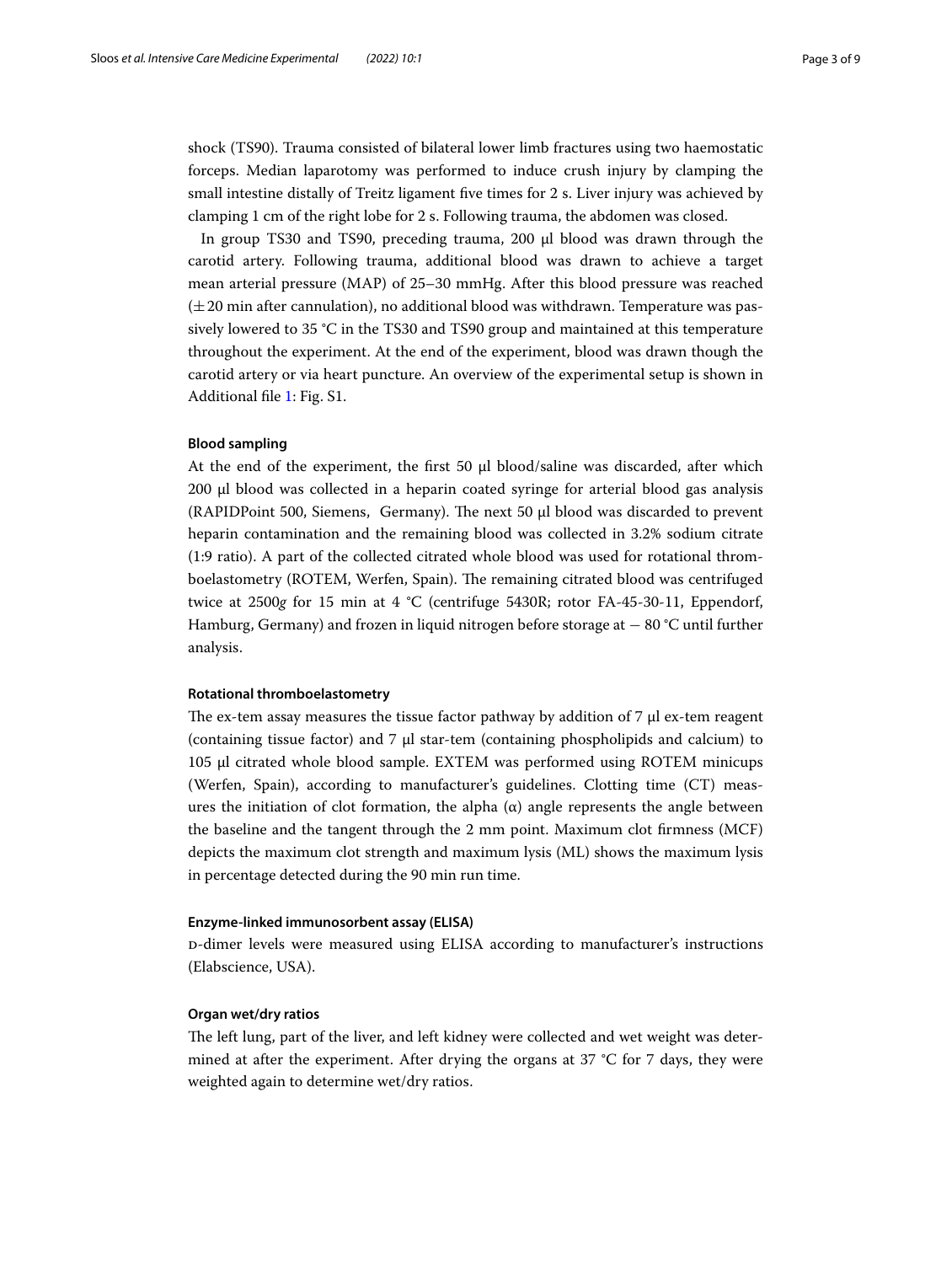shock (TS90). Trauma consisted of bilateral lower limb fractures using two haemostatic forceps. Median laparotomy was performed to induce crush injury by clamping the small intestine distally of Treitz ligament five times for 2 s. Liver injury was achieved by clamping 1 cm of the right lobe for 2 s. Following trauma, the abdomen was closed.

In group TS30 and TS90, preceding trauma, 200 μl blood was drawn through the carotid artery. Following trauma, additional blood was drawn to achieve a target mean arterial pressure (MAP) of 25–30 mmHg. After this blood pressure was reached (±20 min after cannulation), no additional blood was withdrawn. Temperature was passively lowered to 35 °C in the TS30 and TS90 group and maintained at this temperature throughout the experiment. At the end of the experiment, blood was drawn though the carotid artery or via heart puncture. An overview of the experimental setup is shown in Additional file 1: Fig. S1.

#### Blood sampling

At the end of the experiment, the first 50 μl blood/saline was discarded, after which 200 μl blood was collected in a heparin coated syringe for arterial blood gas analysis (RAPIDPoint 500, Siemens, Germany). The next 50 μl blood was discarded to prevent heparin contamination and the remaining blood was collected in 3.2% sodium citrate (1:9 ratio). A part of the collected citrated whole blood was used for rotational thromboelastometry (ROTEM, Werfen, Spain). The remaining citrated blood was centrifuged twice at 2500*g* for 15 min at 4 °C (centrifuge 5430R; rotor FA-45-30-11, Eppendorf, Hamburg, Germany) and frozen in liquid nitrogen before storage at − 80 °C until further analysis.

#### Rotational thromboelastometry

The ex-tem assay measures the tissue factor pathway by addition of 7 μl ex-tem reagent (containing tissue factor) and 7 μl star-tem (containing phospholipids and calcium) to 105 μl citrated whole blood sample. EXTEM was performed using ROTEM minicups (Werfen, Spain), according to manufacturer's guidelines. Clotting time (CT) measures the initiation of clot formation, the alpha (α) angle represents the angle between the baseline and the tangent through the 2 mm point. Maximum clot firmness (MCF) depicts the maximum clot strength and maximum lysis (ML) shows the maximum lysis in percentage detected during the 90 min run time.

#### Enzyme-linked immunosorbent assay (ELISA)

D-dimer levels were measured using ELISA according to manufacturer's instructions (Elabscience, USA).

#### Organ wet/dry ratios

The left lung, part of the liver, and left kidney were collected and wet weight was determined at after the experiment. After drying the organs at 37 °C for 7 days, they were weighted again to determine wet/dry ratios.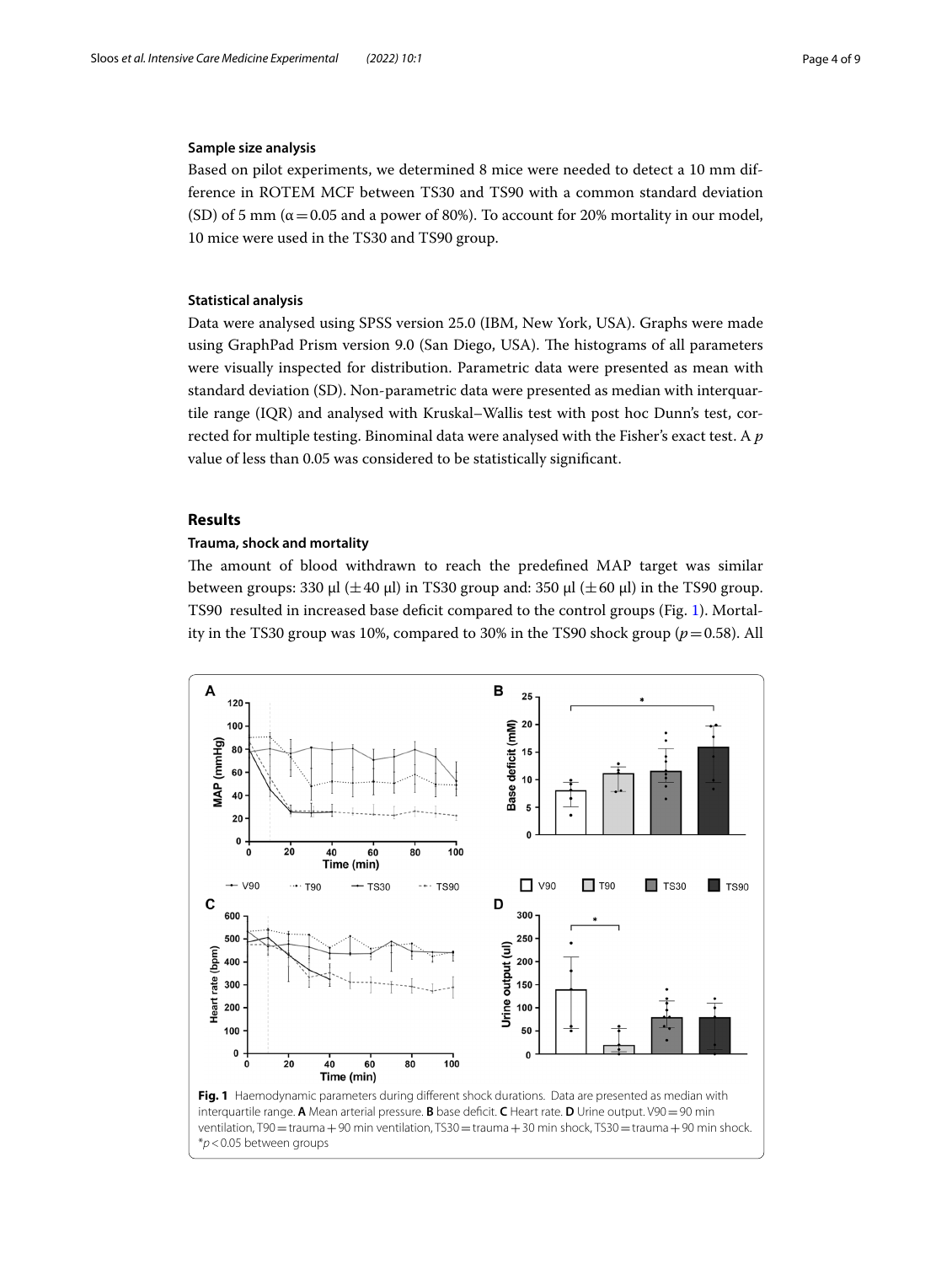### Sample size analysis

Based on pilot experiments, we determined 8 mice were needed to detect a 10 mm difference in ROTEM MCF between TS30 and TS90 with a common standard deviation (SD) of 5 mm ($\alpha = 0.05$ and a power of 80%). To account for 20% mortality in our model, 10 mice were used in the TS30 and TS90 group.

### Statistical analysis

Data were analysed using SPSS version 25.0 (IBM, New York, USA). Graphs were made using GraphPad Prism version 9.0 (San Diego, USA). The histograms of all parameters were visually inspected for distribution. Parametric data were presented as mean with standard deviation (SD). Non-parametric data were presented as median with interquartile range (IQR) and analysed with Kruskal–Wallis test with post hoc Dunn's test, corrected for multiple testing. Binominal data were analysed with the Fisher's exact test. A *p* value of less than 0.05 was considered to be statistically significant.

## Results

### Trauma, shock and mortality

The amount of blood withdrawn to reach the predefined MAP target was similar between groups: 330 μl (±40 μl) in TS30 group and: 350 μl (±60 μl) in the TS90 group. TS90 resulted in increased base deficit compared to the control groups (Fig. 1). Mortality in the TS30 group was 10%, compared to 30% in the TS90 shock group ($p = 0.58$). All

**Fig. 1** Haemodynamic parameters during different shock durations. Data are presented as median with interquartile range. **A** Mean arterial pressure. **B** base deficit. **C** Heart rate. **D** Urine output. V90 = 90 min ventilation, T90 = trauma + 90 min ventilation, TS30 = trauma + 30 min shock, TS30 = trauma + 90 min shock. *$p < 0.05$ between groups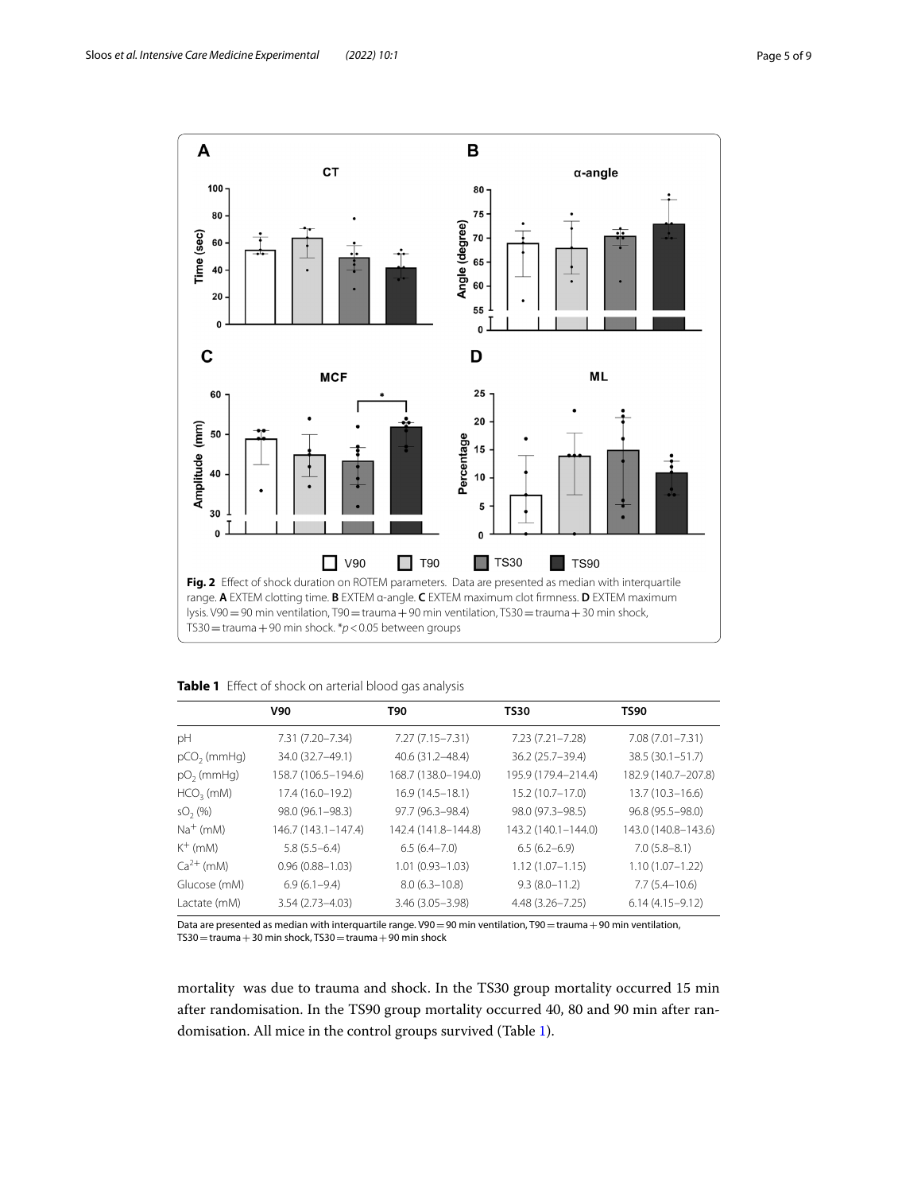Fig. 2 Effect of shock duration on ROTEM parameters. Data are presented as median with interquartile range. **A** EXTEM clotting time. **B** EXTEM α-angle. **C** EXTEM maximum clot firmness. **D** EXTEM maximum lysis. V90 = 90 min ventilation, T90 = trauma + 90 min ventilation, TS30 = trauma + 30 min shock, TS30 = trauma + 90 min shock. *$p < 0.05$ between groups

**Table 1** Effect of shock on arterial blood gas analysis

| | V90 | T90 | TS30 | TS90 |
|---|---|---|---|---|
| pH | 7.31 (7.20–7.34) | 7.27 (7.15–7.31) | 7.23 (7.21–7.28) | 7.08 (7.01–7.31) |
| $pCO_2$ (mmHg) | 34.0 (32.7–49.1) | 40.6 (31.2–48.4) | 36.2 (25.7–39.4) | 38.5 (30.1–51.7) |
| $pO_2$ (mmHg) | 158.7 (106.5–194.6) | 168.7 (138.0–194.0) | 195.9 (179.4–214.4) | 182.9 (140.7–207.8) |
| $HCO_3$ (mM) | 17.4 (16.0–19.2) | 16.9 (14.5–18.1) | 15.2 (10.7–17.0) | 13.7 (10.3–16.6) |
| $sO_2$ (%) | 98.0 (96.1–98.3) | 97.7 (96.3–98.4) | 98.0 (97.3–98.5) | 96.8 (95.5–98.0) |
| $Na^+$ (mM) | 146.7 (143.1–147.4) | 142.4 (141.8–144.8) | 143.2 (140.1–144.0) | 143.0 (140.8–143.6) |
| $K^+$ (mM) | 5.8 (5.5–6.4) | 6.5 (6.4–7.0) | 6.5 (6.2–6.9) | 7.0 (5.8–8.1) |
| $Ca^{2+}$ (mM) | 0.96 (0.88–1.03) | 1.01 (0.93–1.03) | 1.12 (1.07–1.15) | 1.10 (1.07–1.22) |
| Glucose (mM) | 6.9 (6.1–9.4) | 8.0 (6.3–10.8) | 9.3 (8.0–11.2) | 7.7 (5.4–10.6) |
| Lactate (mM) | 3.54 (2.73–4.03) | 3.46 (3.05–3.98) | 4.48 (3.26–7.25) | 6.14 (4.15–9.12) |

Data are presented as median with interquartile range. V90 = 90 min ventilation, T90 = trauma + 90 min ventilation, TS30 = trauma + 30 min shock, TS30 = trauma + 90 min shock

mortality was due to trauma and shock. In the TS30 group mortality occurred 15 min after randomisation. In the TS90 group mortality occurred 40, 80 and 90 min after randomisation. All mice in the control groups survived (Table 1).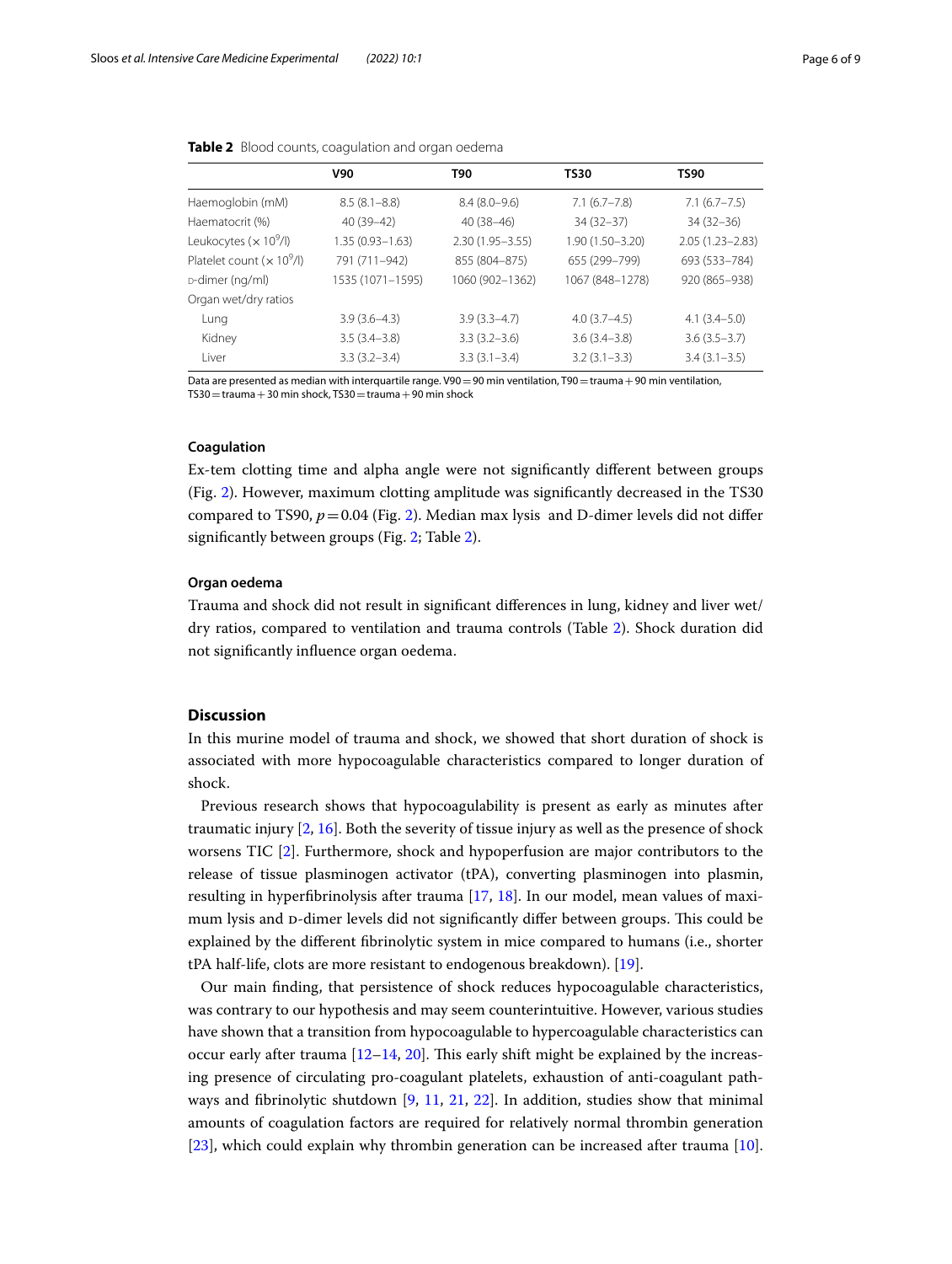**Table 2** Blood counts, coagulation and organ oedema

| | V90 | T90 | TS30 | TS90 |
|---|---|---|---|---|
| Haemoglobin (mM) | 8.5 (8.1–8.8) | 8.4 (8.0–9.6) | 7.1 (6.7–7.8) | 7.1 (6.7–7.5) |
| Haematocrit (%) | 40 (39–42) | 40 (38–46) | 34 (32–37) | 34 (32–36) |
| Leukocytes ($\times 10^9$/l) | 1.35 (0.93–1.63) | 2.30 (1.95–3.55) | 1.90 (1.50–3.20) | 2.05 (1.23–2.83) |
| Platelet count ($\times 10^9$/l) | 791 (711–942) | 855 (804–875) | 655 (299–799) | 693 (533–784) |
| D-dimer (ng/ml) | 1535 (1071–1595) | 1060 (902–1362) | 1067 (848–1278) | 920 (865–938) |
| Organ wet/dry ratios | | | | |
| Lung | 3.9 (3.6–4.3) | 3.9 (3.3–4.7) | 4.0 (3.7–4.5) | 4.1 (3.4–5.0) |
| Kidney | 3.5 (3.4–3.8) | 3.3 (3.2–3.6) | 3.6 (3.4–3.8) | 3.6 (3.5–3.7) |
| Liver | 3.3 (3.2–3.4) | 3.3 (3.1–3.4) | 3.2 (3.1–3.3) | 3.4 (3.1–3.5) |

Data are presented as median with interquartile range. V90 = 90 min ventilation, T90 = trauma + 90 min ventilation, TS30 = trauma + 30 min shock, TS30 = trauma + 90 min shock

#### Coagulation

Ex-tem clotting time and alpha angle were not significantly different between groups (Fig. 2). However, maximum clotting amplitude was significantly decreased in the TS30 compared to TS90, $p = 0.04$ (Fig. 2). Median max lysis and D-dimer levels did not differ significantly between groups (Fig. 2; Table 2).

#### Organ oedema

Trauma and shock did not result in significant differences in lung, kidney and liver wet/dry ratios, compared to ventilation and trauma controls (Table 2). Shock duration did not significantly influence organ oedema.

## Discussion

In this murine model of trauma and shock, we showed that short duration of shock is associated with more hypocoagulable characteristics compared to longer duration of shock.

Previous research shows that hypocoagulability is present as early as minutes after traumatic injury [2, 16]. Both the severity of tissue injury as well as the presence of shock worsens TIC [2]. Furthermore, shock and hypoperfusion are major contributors to the release of tissue plasminogen activator (tPA), converting plasminogen into plasmin, resulting in hyperfibrinolysis after trauma [17, 18]. In our model, mean values of maximum lysis and D-dimer levels did not significantly differ between groups. This could be explained by the different fibrinolytic system in mice compared to humans (i.e., shorter tPA half-life, clots are more resistant to endogenous breakdown). [19].

Our main finding, that persistence of shock reduces hypocoagulable characteristics, was contrary to our hypothesis and may seem counterintuitive. However, various studies have shown that a transition from hypocoagulable to hypercoagulable characteristics can occur early after trauma [12–14, 20]. This early shift might be explained by the increasing presence of circulating pro-coagulant platelets, exhaustion of anti-coagulant pathways and fibrinolytic shutdown [9, 11, 21, 22]. In addition, studies show that minimal amounts of coagulation factors are required for relatively normal thrombin generation [23], which could explain why thrombin generation can be increased after trauma [10].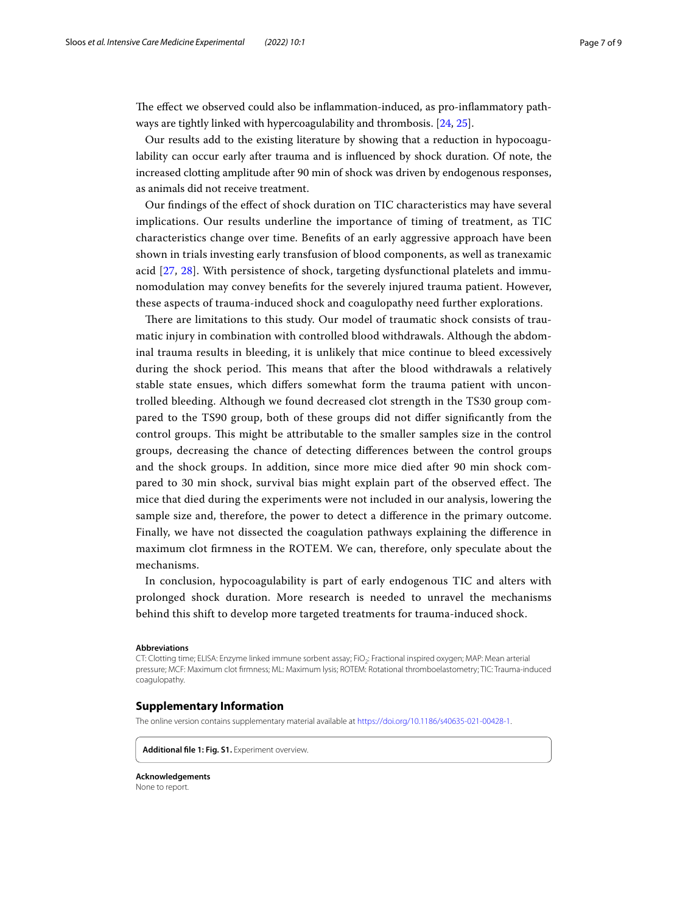The effect we observed could also be inflammation-induced, as pro-inflammatory pathways are tightly linked with hypercoagulability and thrombosis. [24, 25].

Our results add to the existing literature by showing that a reduction in hypocoagulability can occur early after trauma and is influenced by shock duration. Of note, the increased clotting amplitude after 90 min of shock was driven by endogenous responses, as animals did not receive treatment.

Our findings of the effect of shock duration on TIC characteristics may have several implications. Our results underline the importance of timing of treatment, as TIC characteristics change over time. Benefits of an early aggressive approach have been shown in trials investing early transfusion of blood components, as well as tranexamic acid [27, 28]. With persistence of shock, targeting dysfunctional platelets and immunomodulation may convey benefits for the severely injured trauma patient. However, these aspects of trauma-induced shock and coagulopathy need further explorations.

There are limitations to this study. Our model of traumatic shock consists of traumatic injury in combination with controlled blood withdrawals. Although the abdominal trauma results in bleeding, it is unlikely that mice continue to bleed excessively during the shock period. This means that after the blood withdrawals a relatively stable state ensues, which differs somewhat form the trauma patient with uncontrolled bleeding. Although we found decreased clot strength in the TS30 group compared to the TS90 group, both of these groups did not differ significantly from the control groups. This might be attributable to the smaller samples size in the control groups, decreasing the chance of detecting differences between the control groups and the shock groups. In addition, since more mice died after 90 min shock compared to 30 min shock, survival bias might explain part of the observed effect. The mice that died during the experiments were not included in our analysis, lowering the sample size and, therefore, the power to detect a difference in the primary outcome. Finally, we have not dissected the coagulation pathways explaining the difference in maximum clot firmness in the ROTEM. We can, therefore, only speculate about the mechanisms.

In conclusion, hypocoagulability is part of early endogenous TIC and alters with prolonged shock duration. More research is needed to unravel the mechanisms behind this shift to develop more targeted treatments for trauma-induced shock.

**Abbreviations**

CT: Clotting time; ELISA: Enzyme linked immune sorbent assay; $FiO_2$: Fractional inspired oxygen; MAP: Mean arterial pressure; MCF: Maximum clot firmness; ML: Maximum lysis; ROTEM: Rotational thromboelastometry; TIC: Trauma-induced coagulopathy.

## Supplementary Information

The online version contains supplementary material available at https://doi.org/10.1186/s40635-021-00428-1.

**Additional file 1: Fig. S1.** Experiment overview.

**Acknowledgements**

None to report.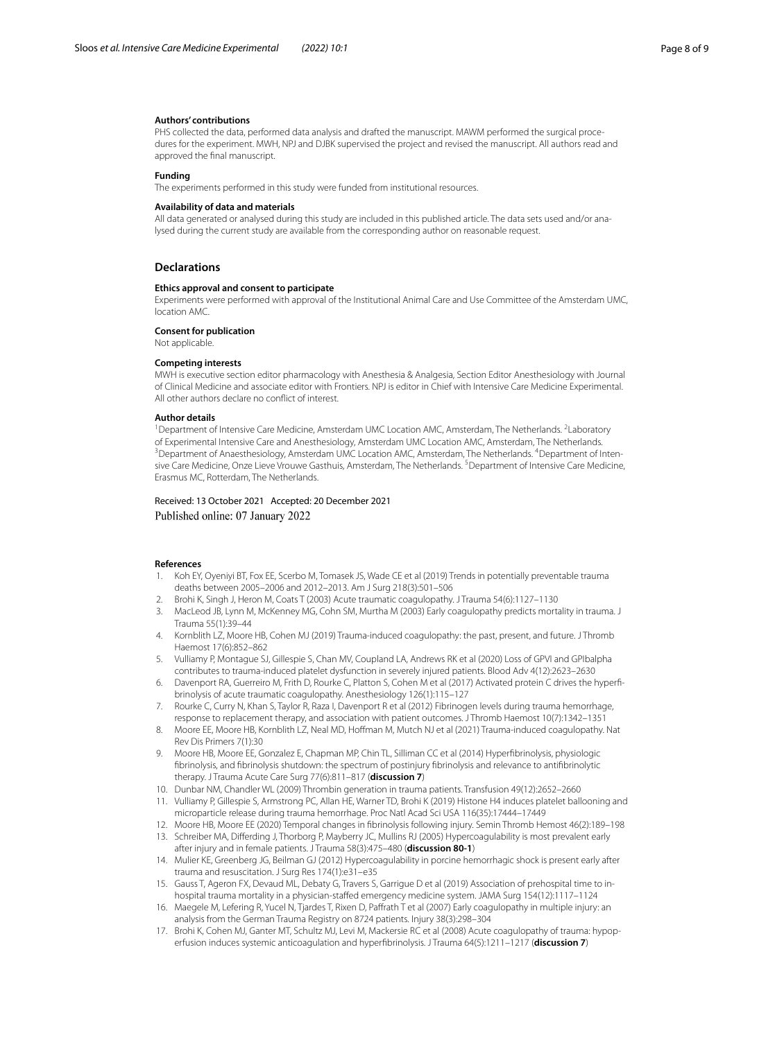#### Authors' contributions

PHS collected the data, performed data analysis and drafted the manuscript. MAWM performed the surgical procedures for the experiment. MWH, NPJ and DJBK supervised the project and revised the manuscript. All authors read and approved the final manuscript.

#### Funding

The experiments performed in this study were funded from institutional resources.

#### Availability of data and materials

All data generated or analysed during this study are included in this published article. The data sets used and/or analysed during the current study are available from the corresponding author on reasonable request.

## Declarations

#### Ethics approval and consent to participate

Experiments were performed with approval of the Institutional Animal Care and Use Committee of the Amsterdam UMC, location AMC.

#### Consent for publication

Not applicable.

#### Competing interests

MWH is executive section editor pharmacology with Anesthesia & Analgesia, Section Editor Anesthesiology with Journal of Clinical Medicine and associate editor with Frontiers. NPJ is editor in Chief with Intensive Care Medicine Experimental. All other authors declare no conflict of interest.

#### Author details

[1]Department of Intensive Care Medicine, Amsterdam UMC Location AMC, Amsterdam, The Netherlands. [2]Laboratory of Experimental Intensive Care and Anesthesiology, Amsterdam UMC Location AMC, Amsterdam, The Netherlands. [3]Department of Anaesthesiology, Amsterdam UMC Location AMC, Amsterdam, The Netherlands. [4]Department of Intensive Care Medicine, Onze Lieve Vrouwe Gasthuis, Amsterdam, The Netherlands. [5]Department of Intensive Care Medicine, Erasmus MC, Rotterdam, The Netherlands.

Received: 13 October 2021 Accepted: 20 December 2021
Published online: 07 January 2022

#### References

1. Koh EY, Oyeniyi BT, Fox EE, Scerbo M, Tomasek JS, Wade CE et al (2019) Trends in potentially preventable trauma deaths between 2005–2006 and 2012–2013. Am J Surg 218(3):501–506
2. Brohi K, Singh J, Heron M, Coats T (2003) Acute traumatic coagulopathy. J Trauma 54(6):1127–1130
3. MacLeod JB, Lynn M, McKenney MG, Cohn SM, Murtha M (2003) Early coagulopathy predicts mortality in trauma. J Trauma 55(1):39–44
4. Kornblith LZ, Moore HB, Cohen MJ (2019) Trauma-induced coagulopathy: the past, present, and future. J Thromb Haemost 17(6):852–862
5. Vulliamy P, Montague SJ, Gillespie S, Chan MV, Coupland LA, Andrews RK et al (2020) Loss of GPVI and GPIbalpha contributes to trauma-induced platelet dysfunction in severely injured patients. Blood Adv 4(12):2623–2630
6. Davenport RA, Guerreiro M, Frith D, Rourke C, Platton S, Cohen M et al (2017) Activated protein C drives the hyperfibrinolysis of acute traumatic coagulopathy. Anesthesiology 126(1):115–127
7. Rourke C, Curry N, Khan S, Taylor R, Raza I, Davenport R et al (2012) Fibrinogen levels during trauma hemorrhage, response to replacement therapy, and association with patient outcomes. J Thromb Haemost 10(7):1342–1351
8. Moore EE, Moore HB, Kornblith LZ, Neal MD, Hoffman M, Mutch NJ et al (2021) Trauma-induced coagulopathy. Nat Rev Dis Primers 7(1):30
9. Moore HB, Moore EE, Gonzalez E, Chapman MP, Chin TL, Silliman CC et al (2014) Hyperfibrinolysis, physiologic fibrinolysis, and fibrinolysis shutdown: the spectrum of postinjury fibrinolysis and relevance to antifibrinolytic therapy. J Trauma Acute Care Surg 77(6):811–817 (**discussion 7**)
10. Dunbar NM, Chandler WL (2009) Thrombin generation in trauma patients. Transfusion 49(12):2652–2660
11. Vulliamy P, Gillespie S, Armstrong PC, Allan HE, Warner TD, Brohi K (2019) Histone H4 induces platelet ballooning and microparticle release during trauma hemorrhage. Proc Natl Acad Sci USA 116(35):17444–17449
12. Moore HB, Moore EE (2020) Temporal changes in fibrinolysis following injury. Semin Thromb Hemost 46(2):189–198
13. Schreiber MA, Differding J, Thorborg P, Mayberry JC, Mullins RJ (2005) Hypercoagulability is most prevalent early after injury and in female patients. J Trauma 58(3):475–480 (**discussion 80-1**)
14. Mulier KE, Greenberg JG, Beilman GJ (2012) Hypercoagulability in porcine hemorrhagic shock is present early after trauma and resuscitation. J Surg Res 174(1):e31–e35
15. Gauss T, Ageron FX, Devaud ML, Debaty G, Travers S, Garrigue D et al (2019) Association of prehospital time to in-hospital trauma mortality in a physician-staffed emergency medicine system. JAMA Surg 154(12):1117–1124
16. Maegele M, Lefering R, Yucel N, Tjardes T, Rixen D, Paffrath T et al (2007) Early coagulopathy in multiple injury: an analysis from the German Trauma Registry on 8724 patients. Injury 38(3):298–304
17. Brohi K, Cohen MJ, Ganter MT, Schultz MJ, Levi M, Mackersie RC et al (2008) Acute coagulopathy of trauma: hypoperfusion induces systemic anticoagulation and hyperfibrinolysis. J Trauma 64(5):1211–1217 (**discussion 7**)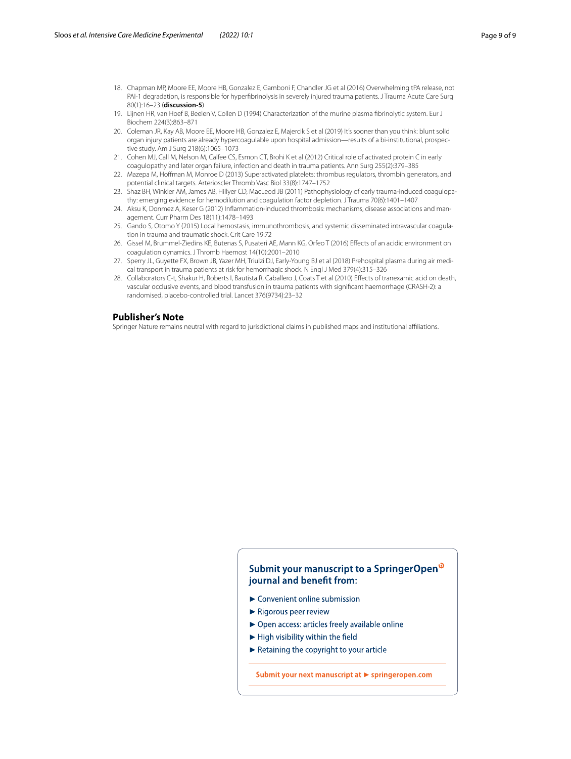18. Chapman MP, Moore EE, Moore HB, Gonzalez E, Gamboni F, Chandler JG et al (2016) Overwhelming tPA release, not PAI-1 degradation, is responsible for hyperfibrinolysis in severely injured trauma patients. J Trauma Acute Care Surg 80(1):16–23 (**discussion-5**)
19. Lijnen HR, van Hoef B, Beelen V, Collen D (1994) Characterization of the murine plasma fibrinolytic system. Eur J Biochem 224(3):863–871
20. Coleman JR, Kay AB, Moore EE, Moore HB, Gonzalez E, Majercik S et al (2019) It's sooner than you think: blunt solid organ injury patients are already hypercoagulable upon hospital admission—results of a bi-institutional, prospective study. Am J Surg 218(6):1065–1073
21. Cohen MJ, Call M, Nelson M, Calfee CS, Esmon CT, Brohi K et al (2012) Critical role of activated protein C in early coagulopathy and later organ failure, infection and death in trauma patients. Ann Surg 255(2):379–385
22. Mazepa M, Hoffman M, Monroe D (2013) Superactivated platelets: thrombus regulators, thrombin generators, and potential clinical targets. Arterioscler Thromb Vasc Biol 33(8):1747–1752
23. Shaz BH, Winkler AM, James AB, Hillyer CD, MacLeod JB (2011) Pathophysiology of early trauma-induced coagulopathy: emerging evidence for hemodilution and coagulation factor depletion. J Trauma 70(6):1401–1407
24. Aksu K, Donmez A, Keser G (2012) Inflammation-induced thrombosis: mechanisms, disease associations and management. Curr Pharm Des 18(11):1478–1493
25. Gando S, Otomo Y (2015) Local hemostasis, immunothrombosis, and systemic disseminated intravascular coagulation in trauma and traumatic shock. Crit Care 19:72
26. Gissel M, Brummel-Ziedins KE, Butenas S, Pusateri AE, Mann KG, Orfeo T (2016) Effects of an acidic environment on coagulation dynamics. J Thromb Haemost 14(10):2001–2010
27. Sperry JL, Guyette FX, Brown JB, Yazer MH, Triulzi DJ, Early-Young BJ et al (2018) Prehospital plasma during air medical transport in trauma patients at risk for hemorrhagic shock. N Engl J Med 379(4):315–326
28. Collaborators C-t, Shakur H, Roberts I, Bautista R, Caballero J, Coats T et al (2010) Effects of tranexamic acid on death, vascular occlusive events, and blood transfusion in trauma patients with significant haemorrhage (CRASH-2): a randomised, placebo-controlled trial. Lancet 376(9734):23–32

## Publisher's Note

Springer Nature remains neutral with regard to jurisdictional claims in published maps and institutional affiliations.

**Submit your manuscript to a SpringerOpen journal and benefit from:**

- ► Convenient online submission
- ► Rigorous peer review
- ► Open access: articles freely available online
- ► High visibility within the field
- ► Retaining the copyright to your article

**Submit your next manuscript at ► springeropen.com**